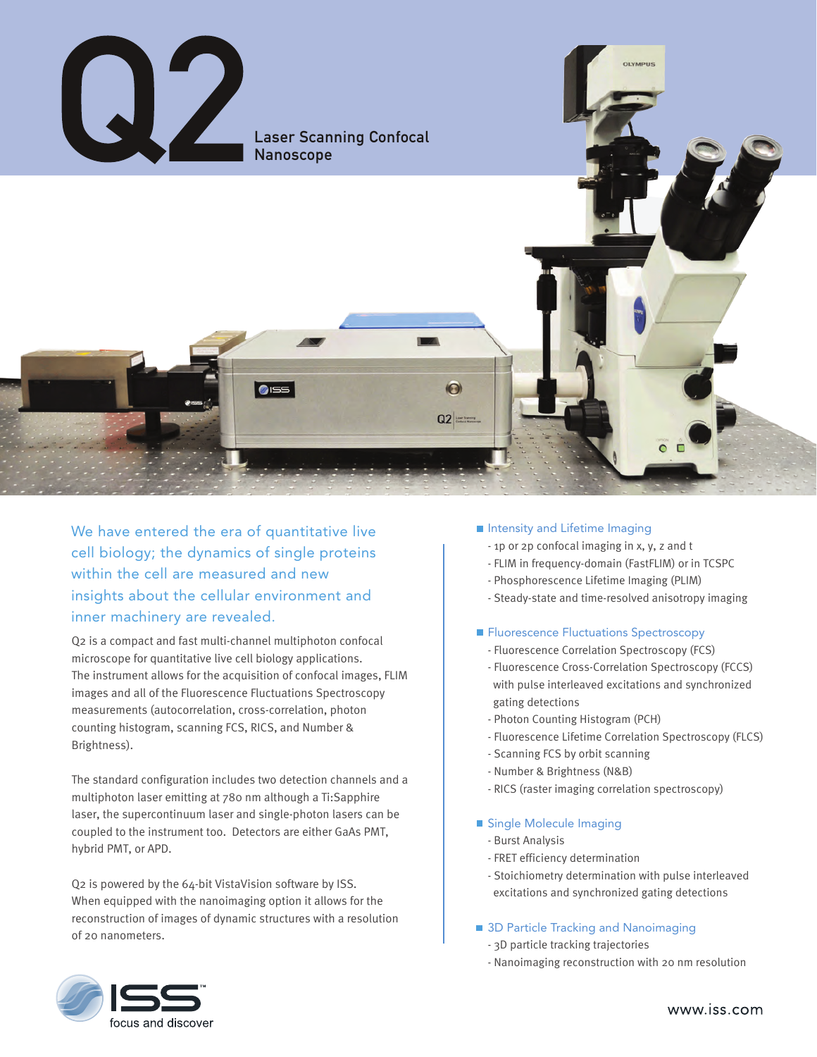# Q2

## Laser Scanning Confocal Nanoscope

We have entered the era of quantitative live cell biology; the dynamics of single proteins within the cell are measured and new insights about the cellular environment and inner machinery are revealed.

Q2 is a compact and fast multi-channel multiphoton confocal microscope for quantitative live cell biology applications. The instrument allows for the acquisition of confocal images, FLIM images and all of the Fluorescence Fluctuations Spectroscopy measurements (autocorrelation, cross-correlation, photon counting histogram, scanning FCS, RICS, and Number & Brightness).

The standard configuration includes two detection channels and a multiphoton laser emitting at 780 nm although a Ti:Sapphire laser, the supercontinuum laser and single-photon lasers can be coupled to the instrument too. Detectors are either GaAs PMT, hybrid PMT, or APD.

Q2 is powered by the 64-bit VistaVision software by ISS. When equipped with the nanoimaging option it allows for the reconstruction of images of dynamic structures with a resolution of 20 nanometers.

### Intensity and Lifetime Imaging

- 1p or 2p confocal imaging in x, y, z and t
- FLIM in frequency-domain (FastFLIM) or in TCSPC
- Phosphorescence Lifetime Imaging (PLIM)
- Steady-state and time-resolved anisotropy imaging

### Fluorescence Fluctuations Spectroscopy

- Fluorescence Correlation Spectroscopy (FCS)
- Fluorescence Cross-Correlation Spectroscopy (FCCS) with pulse interleaved excitations and synchronized gating detections
- Photon Counting Histogram (PCH)
- Fluorescence Lifetime Correlation Spectroscopy (FLCS)
- Scanning FCS by orbit scanning
- Number & Brightness (N&B)
- RICS (raster imaging correlation spectroscopy)

### Single Molecule Imaging

- Burst Analysis
- FRET efficiency determination
- Stoichiometry determination with pulse interleaved excitations and synchronized gating detections

### 3D Particle Tracking and Nanoimaging

- 3D particle tracking trajectories
- Nanoimaging reconstruction with 20 nm resolution

ISS™ focus and discover

www.iss.com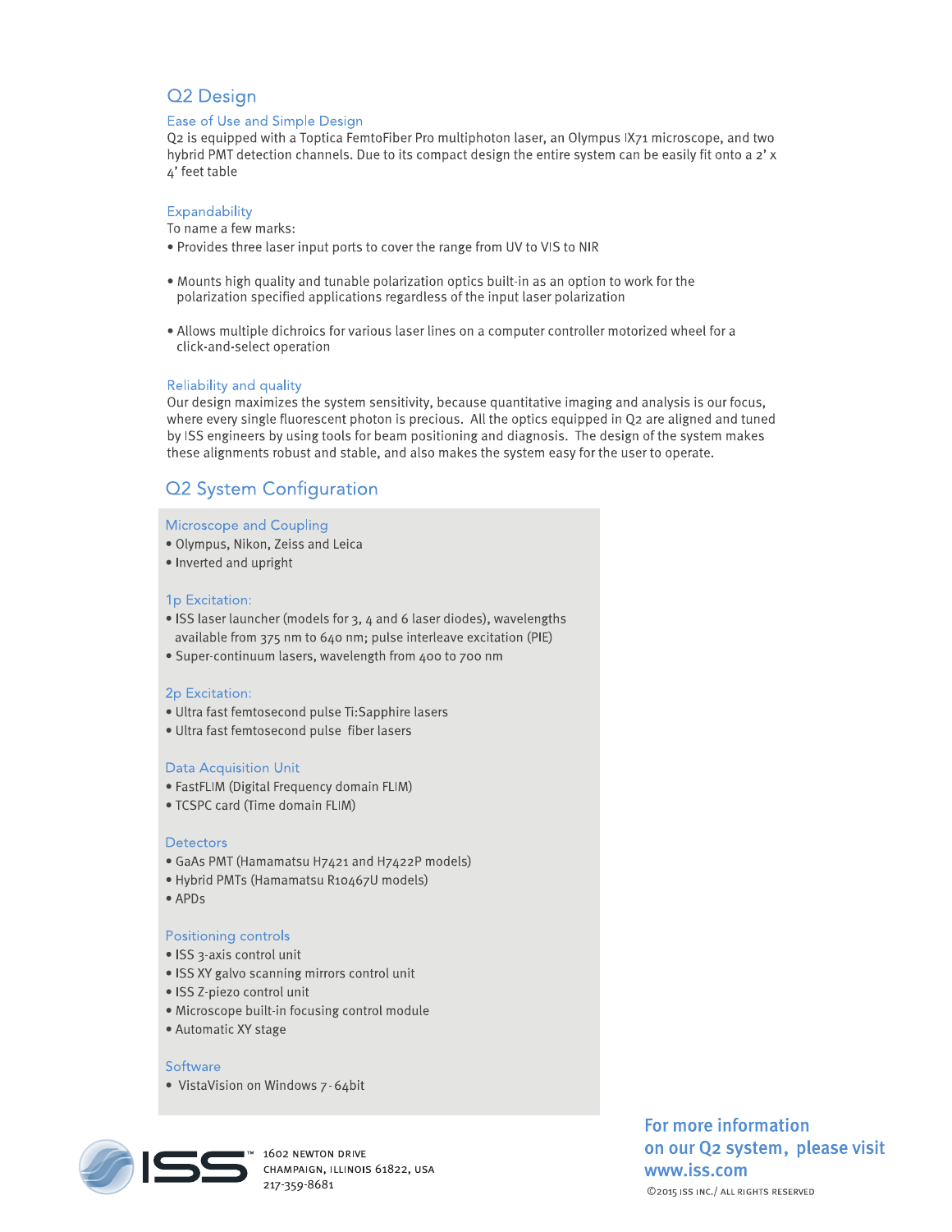## Q2 Design

### Ease of Use and Simple Design

Q2 is equipped with a Toptica FemtoFiber Pro multiphoton laser, an Olympus IX71 microscope, and two hybrid PMT detection channels. Due to its compact design the entire system can be easily fit onto a 2' x 4' feet table

### Expandability

To name a few marks:

- Provides three laser input ports to cover the range from UV to VIS to NIR
- Mounts high quality and tunable polarization optics built-in as an option to work for the polarization specified applications regardless of the input laser polarization
- Allows multiple dichroics for various laser lines on a computer controller motorized wheel for a click-and-select operation

### Reliability and quality

Our design maximizes the system sensitivity, because quantitative imaging and analysis is our focus, where every single fluorescent photon is precious. All the optics equipped in Q2 are aligned and tuned by ISS engineers by using tools for beam positioning and diagnosis. The design of the system makes these alignments robust and stable, and also makes the system easy for the user to operate.

## Q2 System Configuration

### Microscope and Coupling

- Olympus, Nikon, Zeiss and Leica
- Inverted and upright

### 1p Excitation:

- ISS laser launcher (models for 3, 4 and 6 laser diodes), wavelengths available from 375 nm to 640 nm; pulse interleave excitation (PIE)
- Super-continuum lasers, wavelength from 400 to 700 nm

### 2p Excitation:

- Ultra fast femtosecond pulse Ti:Sapphire lasers
- Ultra fast femtosecond pulse fiber lasers

### Data Acquisition Unit

- FastFLIM (Digital Frequency domain FLIM)
- TCSPC card (Time domain FLIM)

### Detectors

- GaAs PMT (Hamamatsu H7421 and H7422P models)
- Hybrid PMTs (Hamamatsu R10467U models)
- APDs

### Positioning controls

- ISS 3-axis control unit
- ISS XY galvo scanning mirrors control unit
- ISS Z-piezo control unit
- Microscope built-in focusing control module
- Automatic XY stage

### Software

- VistaVision on Windows 7 - 64bit

ISS™
1602 NEWTON DRIVE
CHAMPAIGN, ILLINOIS 61822, USA
217-359-8681

**For more information on our Q2 system, please visit www.iss.com**

©2015 ISS INC./ ALL RIGHTS RESERVED